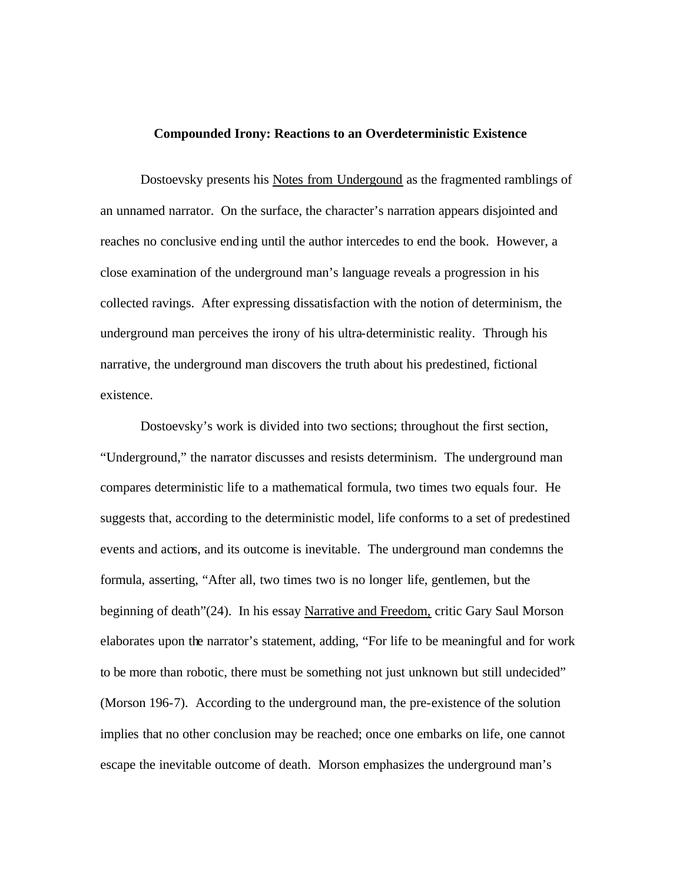**Compounded Irony: Reactions to an Overdeterministic Existence**

Dostoevsky presents his Notes from Undergound as the fragmented ramblings of an unnamed narrator. On the surface, the character's narration appears disjointed and reaches no conclusive ending until the author intercedes to end the book. However, a close examination of the underground man's language reveals a progression in his collected ravings. After expressing dissatisfaction with the notion of determinism, the underground man perceives the irony of his ultra-deterministic reality. Through his narrative, the underground man discovers the truth about his predestined, fictional existence.

Dostoevsky's work is divided into two sections; throughout the first section, "Underground," the narrator discusses and resists determinism. The underground man compares deterministic life to a mathematical formula, two times two equals four. He suggests that, according to the deterministic model, life conforms to a set of predestined events and actions, and its outcome is inevitable. The underground man condemns the formula, asserting, "After all, two times two is no longer life, gentlemen, but the beginning of death"(24). In his essay Narrative and Freedom, critic Gary Saul Morson elaborates upon the narrator's statement, adding, "For life to be meaningful and for work to be more than robotic, there must be something not just unknown but still undecided" (Morson 196-7). According to the underground man, the pre-existence of the solution implies that no other conclusion may be reached; once one embarks on life, one cannot escape the inevitable outcome of death. Morson emphasizes the underground man's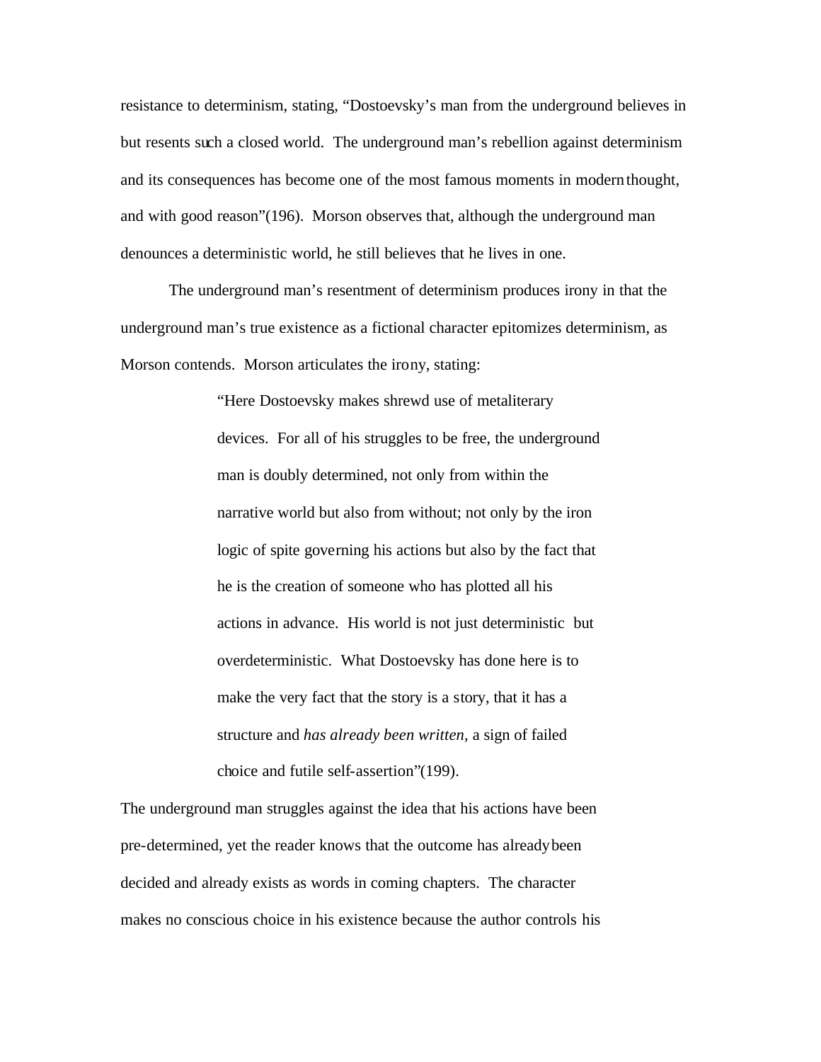resistance to determinism, stating, "Dostoevsky's man from the underground believes in but resents such a closed world. The underground man's rebellion against determinism and its consequences has become one of the most famous moments in modern thought, and with good reason"(196). Morson observes that, although the underground man denounces a deterministic world, he still believes that he lives in one.

The underground man's resentment of determinism produces irony in that the underground man's true existence as a fictional character epitomizes determinism, as Morson contends. Morson articulates the irony, stating:

> "Here Dostoevsky makes shrewd use of metaliterary devices. For all of his struggles to be free, the underground man is doubly determined, not only from within the narrative world but also from without; not only by the iron logic of spite governing his actions but also by the fact that he is the creation of someone who has plotted all his actions in advance. His world is not just deterministic but overdeterministic. What Dostoevsky has done here is to make the very fact that the story is a story, that it has a structure and *has already been written,* a sign of failed choice and futile self-assertion"(199).

The underground man struggles against the idea that his actions have been pre-determined, yet the reader knows that the outcome has already been decided and already exists as words in coming chapters. The character makes no conscious choice in his existence because the author controls his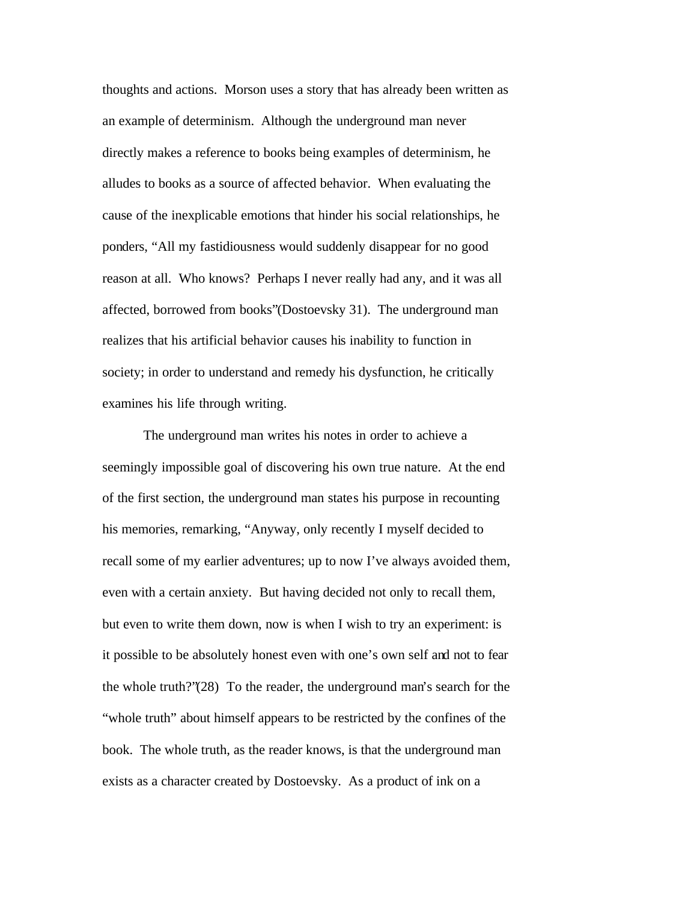thoughts and actions. Morson uses a story that has already been written as an example of determinism. Although the underground man never directly makes a reference to books being examples of determinism, he alludes to books as a source of affected behavior. When evaluating the cause of the inexplicable emotions that hinder his social relationships, he ponders, "All my fastidiousness would suddenly disappear for no good reason at all. Who knows? Perhaps I never really had any, and it was all affected, borrowed from books"(Dostoevsky 31). The underground man realizes that his artificial behavior causes his inability to function in society; in order to understand and remedy his dysfunction, he critically examines his life through writing.

The underground man writes his notes in order to achieve a seemingly impossible goal of discovering his own true nature. At the end of the first section, the underground man states his purpose in recounting his memories, remarking, "Anyway, only recently I myself decided to recall some of my earlier adventures; up to now I've always avoided them, even with a certain anxiety. But having decided not only to recall them, but even to write them down, now is when I wish to try an experiment: is it possible to be absolutely honest even with one's own self and not to fear the whole truth?"(28) To the reader, the underground man's search for the "whole truth" about himself appears to be restricted by the confines of the book. The whole truth, as the reader knows, is that the underground man exists as a character created by Dostoevsky. As a product of ink on a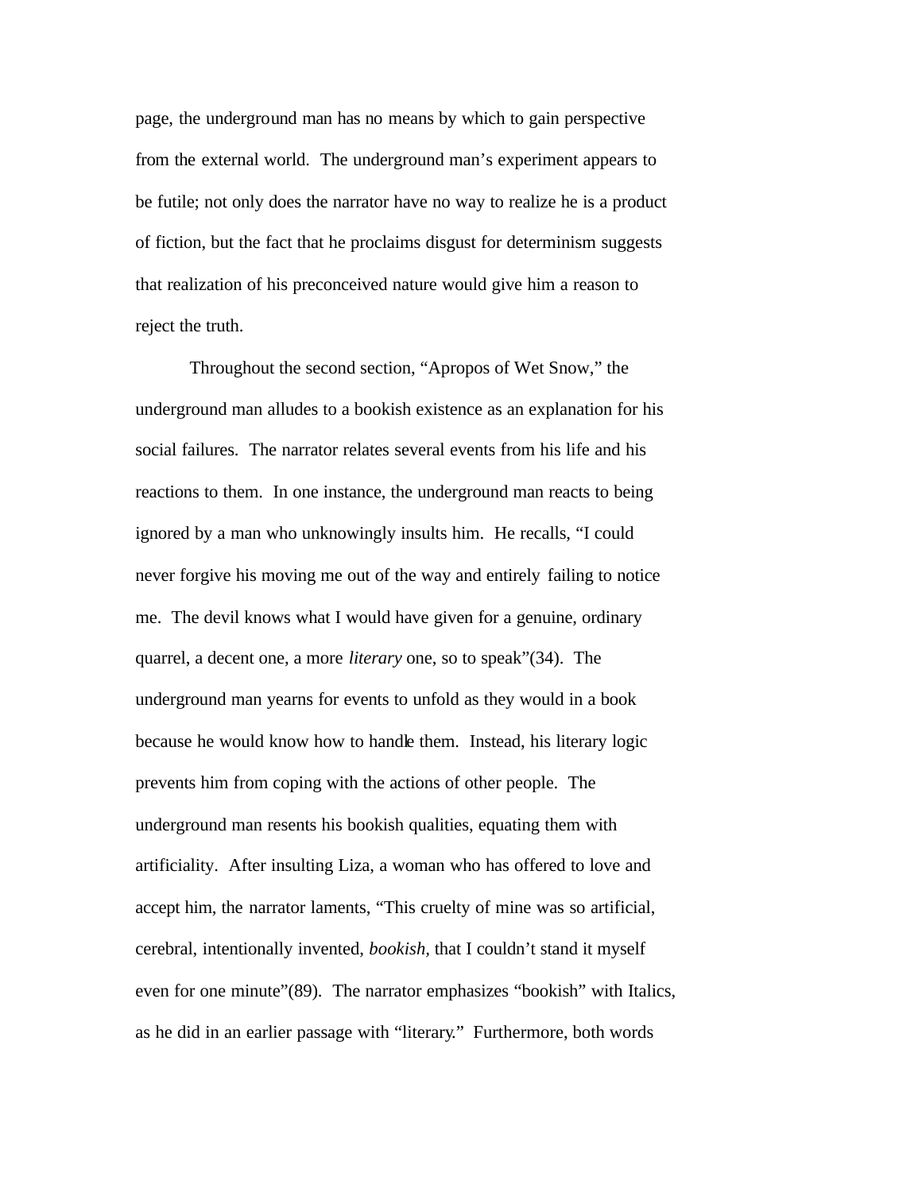page, the underground man has no means by which to gain perspective from the external world. The underground man's experiment appears to be futile; not only does the narrator have no way to realize he is a product of fiction, but the fact that he proclaims disgust for determinism suggests that realization of his preconceived nature would give him a reason to reject the truth.

Throughout the second section, "Apropos of Wet Snow," the underground man alludes to a bookish existence as an explanation for his social failures. The narrator relates several events from his life and his reactions to them. In one instance, the underground man reacts to being ignored by a man who unknowingly insults him. He recalls, "I could never forgive his moving me out of the way and entirely failing to notice me. The devil knows what I would have given for a genuine, ordinary quarrel, a decent one, a more *literary* one, so to speak"(34). The underground man yearns for events to unfold as they would in a book because he would know how to handle them. Instead, his literary logic prevents him from coping with the actions of other people. The underground man resents his bookish qualities, equating them with artificiality. After insulting Liza, a woman who has offered to love and accept him, the narrator laments, "This cruelty of mine was so artificial, cerebral, intentionally invented, *bookish*, that I couldn't stand it myself even for one minute"(89). The narrator emphasizes "bookish" with Italics, as he did in an earlier passage with "literary." Furthermore, both words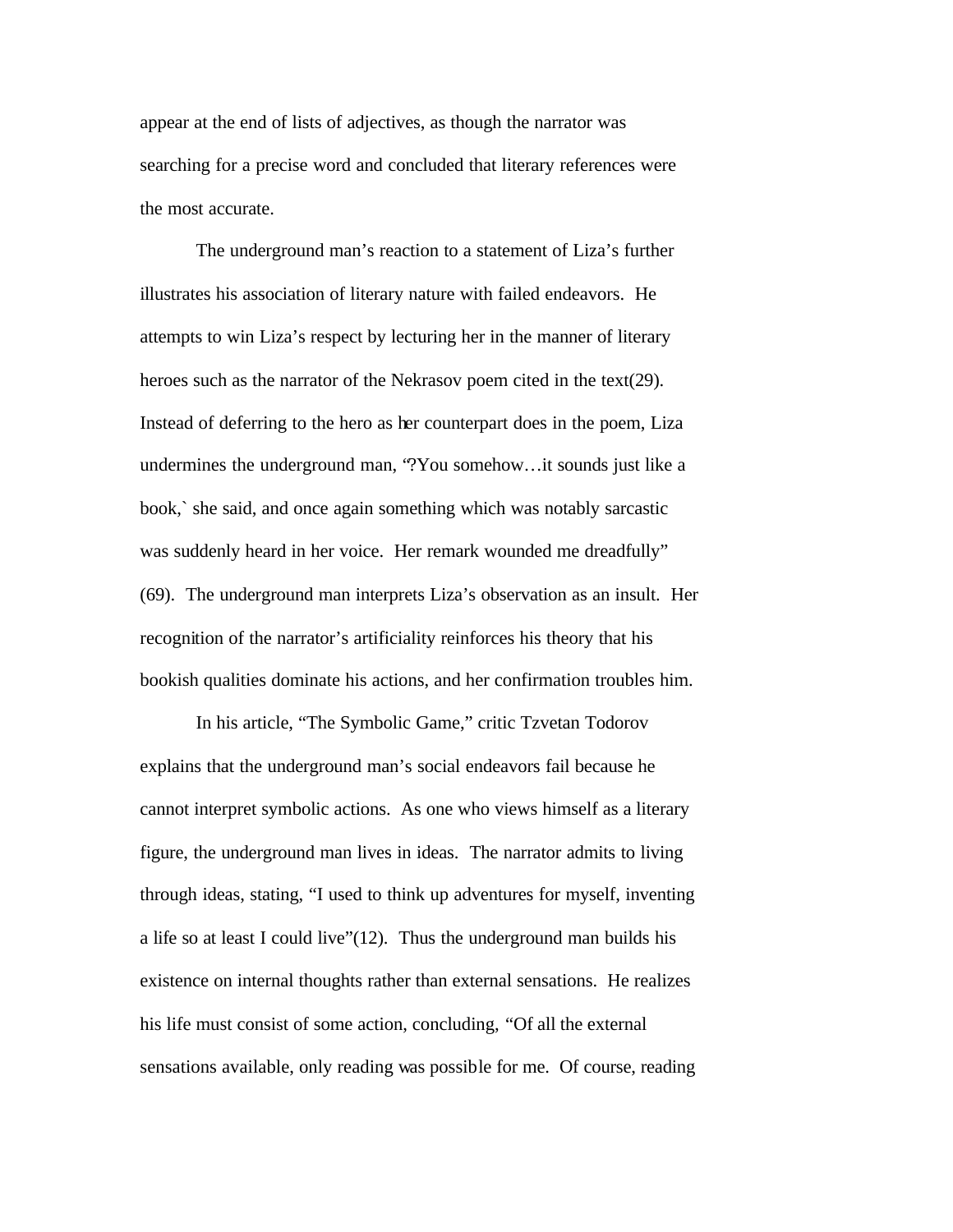appear at the end of lists of adjectives, as though the narrator was searching for a precise word and concluded that literary references were the most accurate.

The underground man's reaction to a statement of Liza's further illustrates his association of literary nature with failed endeavors. He attempts to win Liza's respect by lecturing her in the manner of literary heroes such as the narrator of the Nekrasov poem cited in the text(29). Instead of deferring to the hero as her counterpart does in the poem, Liza undermines the underground man, "?You somehow…it sounds just like a book,` she said, and once again something which was notably sarcastic was suddenly heard in her voice. Her remark wounded me dreadfully" (69). The underground man interprets Liza's observation as an insult. Her recognition of the narrator's artificiality reinforces his theory that his bookish qualities dominate his actions, and her confirmation troubles him.

In his article, "The Symbolic Game," critic Tzvetan Todorov explains that the underground man's social endeavors fail because he cannot interpret symbolic actions. As one who views himself as a literary figure, the underground man lives in ideas. The narrator admits to living through ideas, stating, "I used to think up adventures for myself, inventing a life so at least I could live"(12). Thus the underground man builds his existence on internal thoughts rather than external sensations. He realizes his life must consist of some action, concluding, "Of all the external sensations available, only reading was possible for me. Of course, reading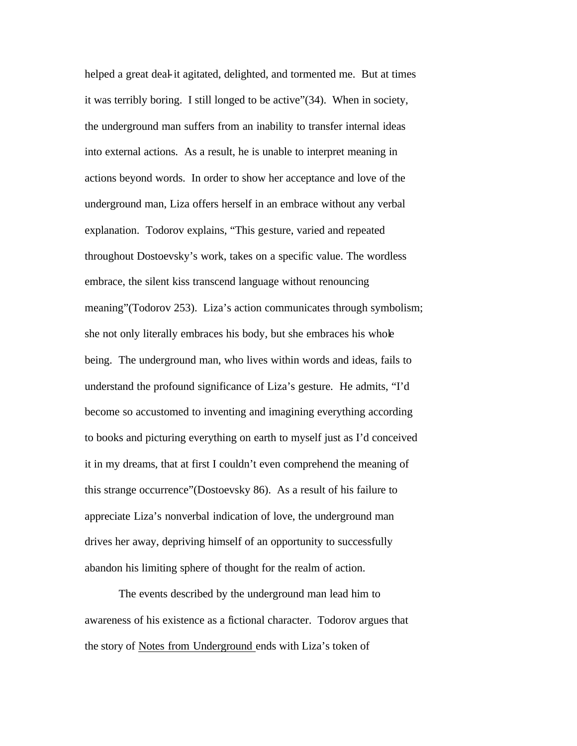helped a great deal-it agitated, delighted, and tormented me. But at times it was terribly boring. I still longed to be active"(34). When in society, the underground man suffers from an inability to transfer internal ideas into external actions. As a result, he is unable to interpret meaning in actions beyond words. In order to show her acceptance and love of the underground man, Liza offers herself in an embrace without any verbal explanation. Todorov explains, "This gesture, varied and repeated throughout Dostoevsky's work, takes on a specific value. The wordless embrace, the silent kiss transcend language without renouncing meaning"(Todorov 253). Liza's action communicates through symbolism; she not only literally embraces his body, but she embraces his whole being. The underground man, who lives within words and ideas, fails to understand the profound significance of Liza's gesture. He admits, "I'd become so accustomed to inventing and imagining everything according to books and picturing everything on earth to myself just as I'd conceived it in my dreams, that at first I couldn't even comprehend the meaning of this strange occurrence"(Dostoevsky 86). As a result of his failure to appreciate Liza's nonverbal indication of love, the underground man drives her away, depriving himself of an opportunity to successfully abandon his limiting sphere of thought for the realm of action.

The events described by the underground man lead him to awareness of his existence as a fictional character. Todorov argues that the story of Notes from Underground ends with Liza's token of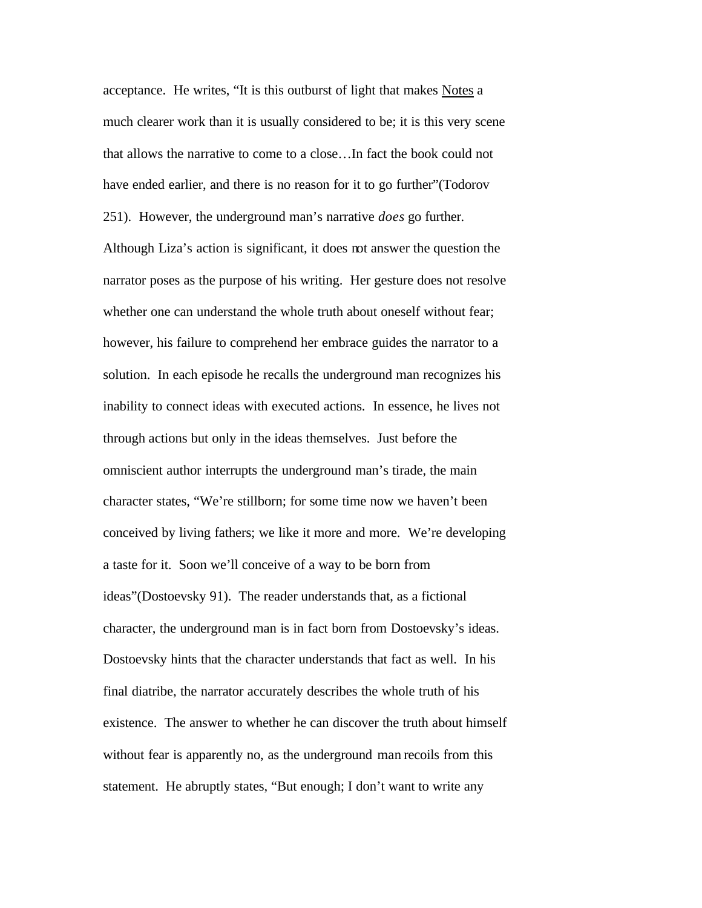acceptance. He writes, "It is this outburst of light that makes Notes a much clearer work than it is usually considered to be; it is this very scene that allows the narrative to come to a close…In fact the book could not have ended earlier, and there is no reason for it to go further"(Todorov 251). However, the underground man's narrative *does* go further. Although Liza's action is significant, it does not answer the question the narrator poses as the purpose of his writing. Her gesture does not resolve whether one can understand the whole truth about oneself without fear; however, his failure to comprehend her embrace guides the narrator to a solution. In each episode he recalls the underground man recognizes his inability to connect ideas with executed actions. In essence, he lives not through actions but only in the ideas themselves. Just before the omniscient author interrupts the underground man's tirade, the main character states, "We're stillborn; for some time now we haven't been conceived by living fathers; we like it more and more. We're developing a taste for it. Soon we'll conceive of a way to be born from ideas"(Dostoevsky 91). The reader understands that, as a fictional character, the underground man is in fact born from Dostoevsky's ideas. Dostoevsky hints that the character understands that fact as well. In his final diatribe, the narrator accurately describes the whole truth of his existence. The answer to whether he can discover the truth about himself without fear is apparently no, as the underground man recoils from this statement. He abruptly states, "But enough; I don't want to write any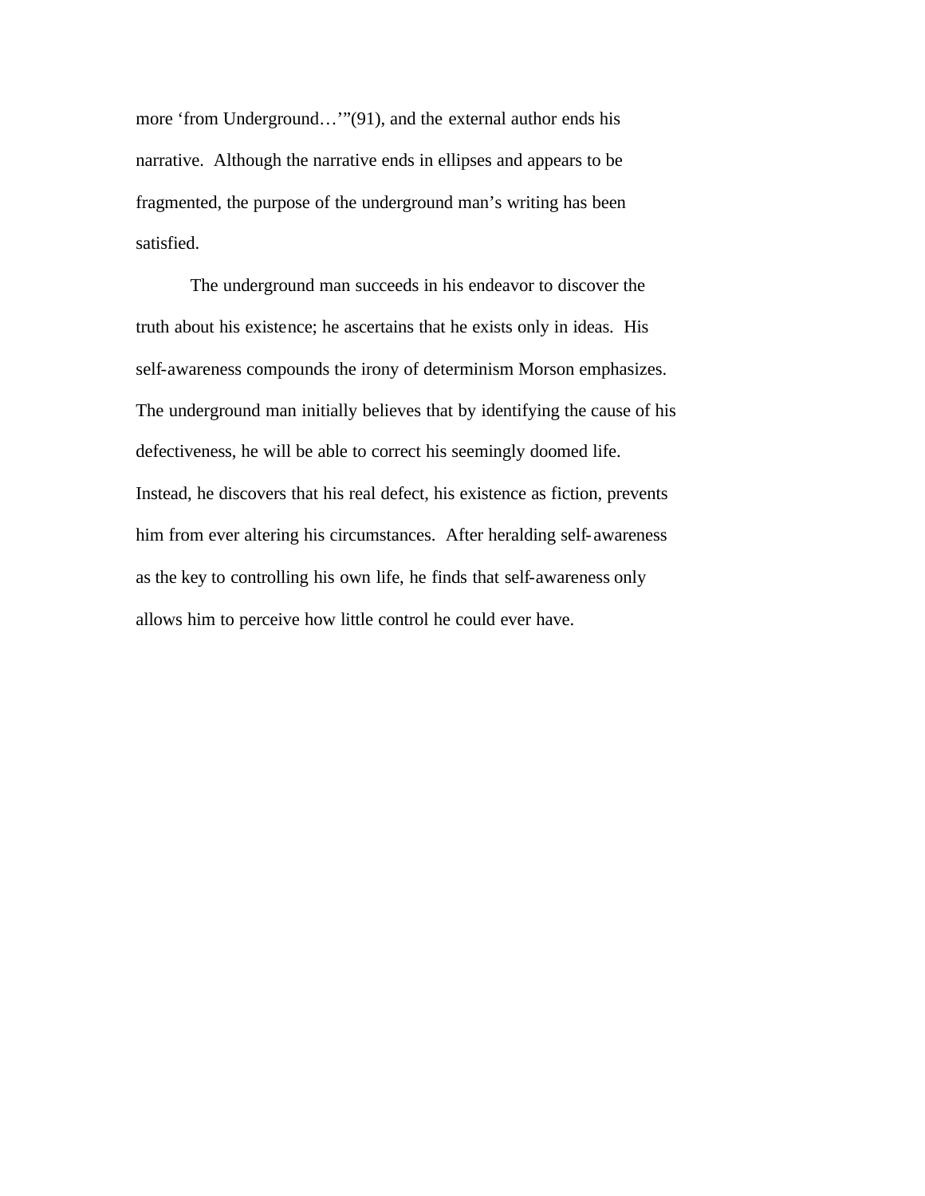more ‘from Underground…’”(91), and the external author ends his narrative. Although the narrative ends in ellipses and appears to be fragmented, the purpose of the underground man’s writing has been satisfied.

The underground man succeeds in his endeavor to discover the truth about his existence; he ascertains that he exists only in ideas. His self-awareness compounds the irony of determinism Morson emphasizes. The underground man initially believes that by identifying the cause of his defectiveness, he will be able to correct his seemingly doomed life. Instead, he discovers that his real defect, his existence as fiction, prevents him from ever altering his circumstances. After heralding self-awareness as the key to controlling his own life, he finds that self-awareness only allows him to perceive how little control he could ever have.